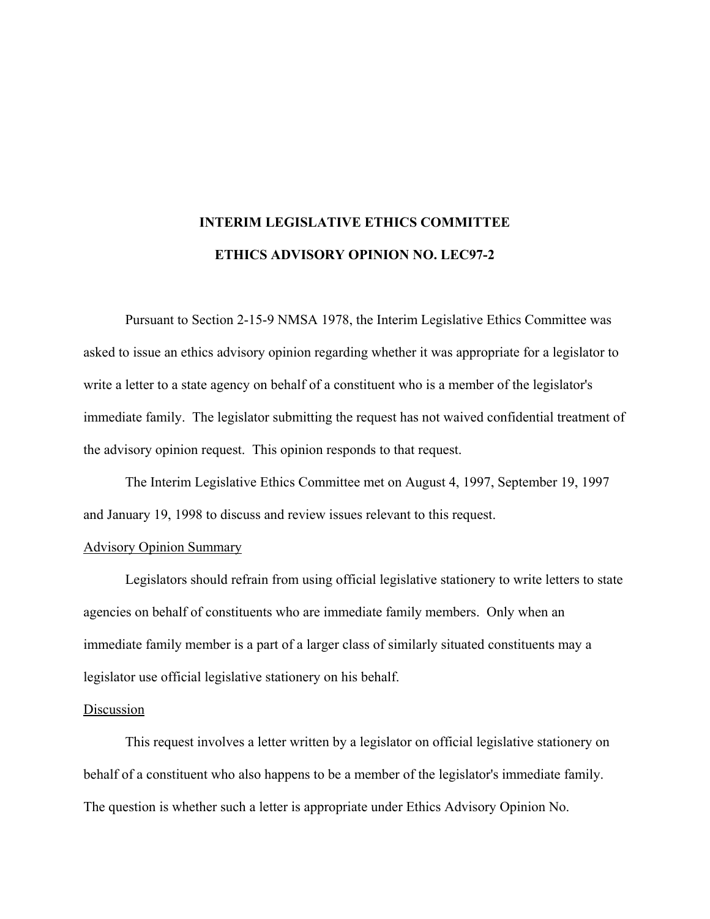**INTERIM LEGISLATIVE ETHICS COMMITTEE**

**ETHICS ADVISORY OPINION NO. LEC97-2**

Pursuant to Section 2-15-9 NMSA 1978, the Interim Legislative Ethics Committee was asked to issue an ethics advisory opinion regarding whether it was appropriate for a legislator to write a letter to a state agency on behalf of a constituent who is a member of the legislator's immediate family. The legislator submitting the request has not waived confidential treatment of the advisory opinion request. This opinion responds to that request.

The Interim Legislative Ethics Committee met on August 4, 1997, September 19, 1997 and January 19, 1998 to discuss and review issues relevant to this request.

<u>Advisory Opinion Summary</u>

Legislators should refrain from using official legislative stationery to write letters to state agencies on behalf of constituents who are immediate family members. Only when an immediate family member is a part of a larger class of similarly situated constituents may a legislator use official legislative stationery on his behalf.

<u>Discussion</u>

This request involves a letter written by a legislator on official legislative stationery on behalf of a constituent who also happens to be a member of the legislator's immediate family. The question is whether such a letter is appropriate under Ethics Advisory Opinion No.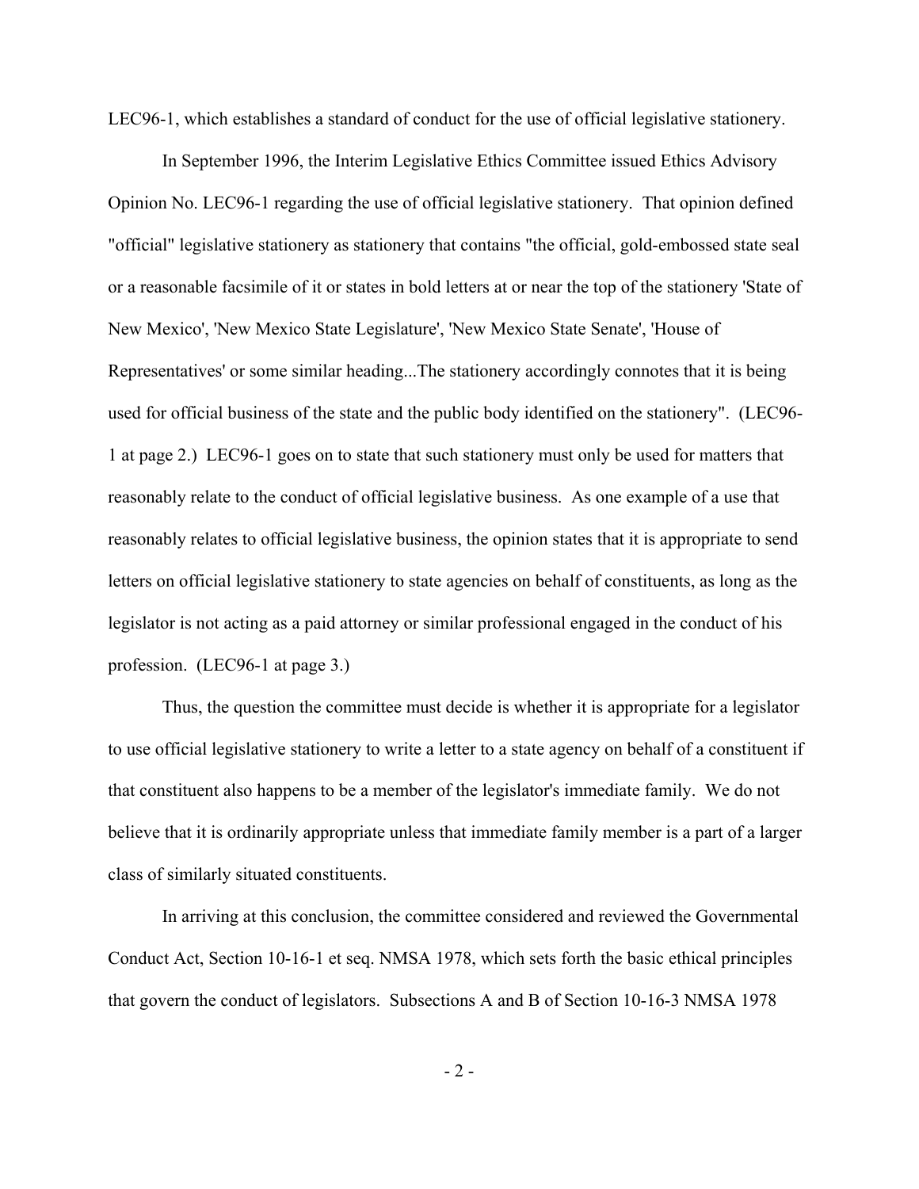LEC96-1, which establishes a standard of conduct for the use of official legislative stationery.

In September 1996, the Interim Legislative Ethics Committee issued Ethics Advisory Opinion No. LEC96-1 regarding the use of official legislative stationery. That opinion defined "official" legislative stationery as stationery that contains "the official, gold-embossed state seal or a reasonable facsimile of it or states in bold letters at or near the top of the stationery 'State of New Mexico', 'New Mexico State Legislature', 'New Mexico State Senate', 'House of Representatives' or some similar heading...The stationery accordingly connotes that it is being used for official business of the state and the public body identified on the stationery". (LEC96-1 at page 2.) LEC96-1 goes on to state that such stationery must only be used for matters that reasonably relate to the conduct of official legislative business. As one example of a use that reasonably relates to official legislative business, the opinion states that it is appropriate to send letters on official legislative stationery to state agencies on behalf of constituents, as long as the legislator is not acting as a paid attorney or similar professional engaged in the conduct of his profession. (LEC96-1 at page 3.)

Thus, the question the committee must decide is whether it is appropriate for a legislator to use official legislative stationery to write a letter to a state agency on behalf of a constituent if that constituent also happens to be a member of the legislator's immediate family. We do not believe that it is ordinarily appropriate unless that immediate family member is a part of a larger class of similarly situated constituents.

In arriving at this conclusion, the committee considered and reviewed the Governmental Conduct Act, Section 10-16-1 et seq. NMSA 1978, which sets forth the basic ethical principles that govern the conduct of legislators. Subsections A and B of Section 10-16-3 NMSA 1978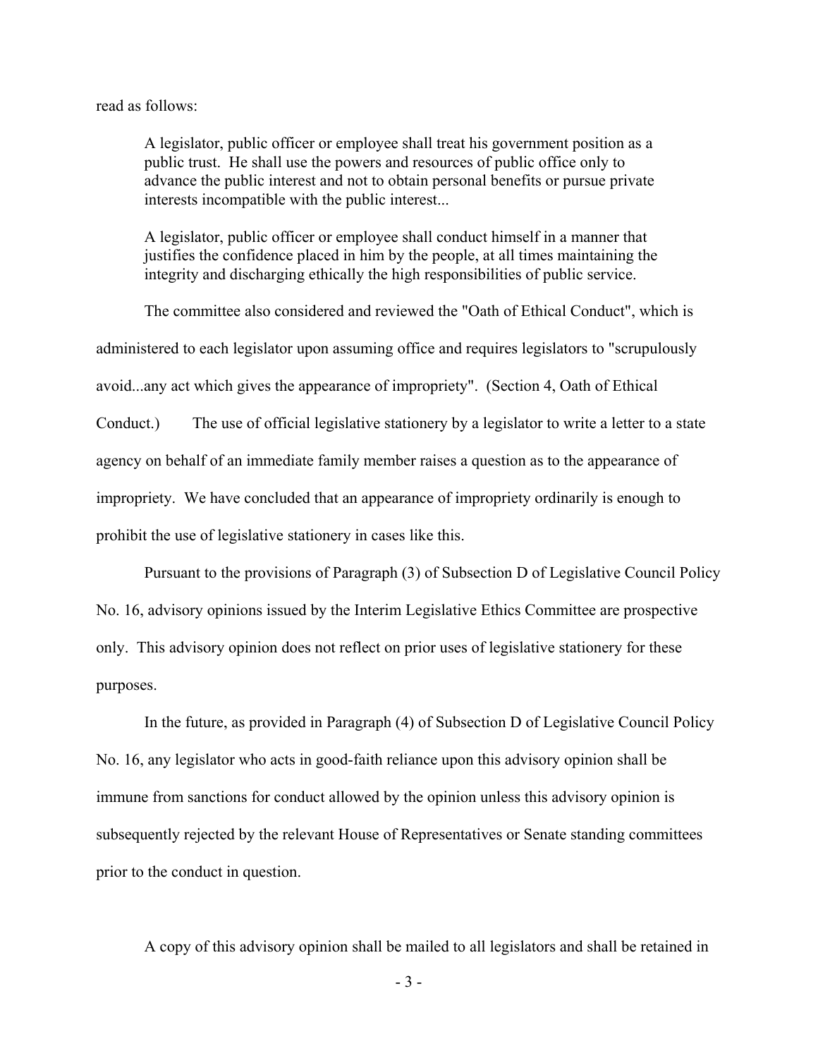read as follows:

> A legislator, public officer or employee shall treat his government position as a public trust. He shall use the powers and resources of public office only to advance the public interest and not to obtain personal benefits or pursue private interests incompatible with the public interest...
>
> A legislator, public officer or employee shall conduct himself in a manner that justifies the confidence placed in him by the people, at all times maintaining the integrity and discharging ethically the high responsibilities of public service.

The committee also considered and reviewed the "Oath of Ethical Conduct", which is administered to each legislator upon assuming office and requires legislators to "scrupulously avoid...any act which gives the appearance of impropriety". (Section 4, Oath of Ethical Conduct.) The use of official legislative stationery by a legislator to write a letter to a state agency on behalf of an immediate family member raises a question as to the appearance of impropriety. We have concluded that an appearance of impropriety ordinarily is enough to prohibit the use of legislative stationery in cases like this.

Pursuant to the provisions of Paragraph (3) of Subsection D of Legislative Council Policy No. 16, advisory opinions issued by the Interim Legislative Ethics Committee are prospective only. This advisory opinion does not reflect on prior uses of legislative stationery for these purposes.

In the future, as provided in Paragraph (4) of Subsection D of Legislative Council Policy No. 16, any legislator who acts in good-faith reliance upon this advisory opinion shall be immune from sanctions for conduct allowed by the opinion unless this advisory opinion is subsequently rejected by the relevant House of Representatives or Senate standing committees prior to the conduct in question.

A copy of this advisory opinion shall be mailed to all legislators and shall be retained in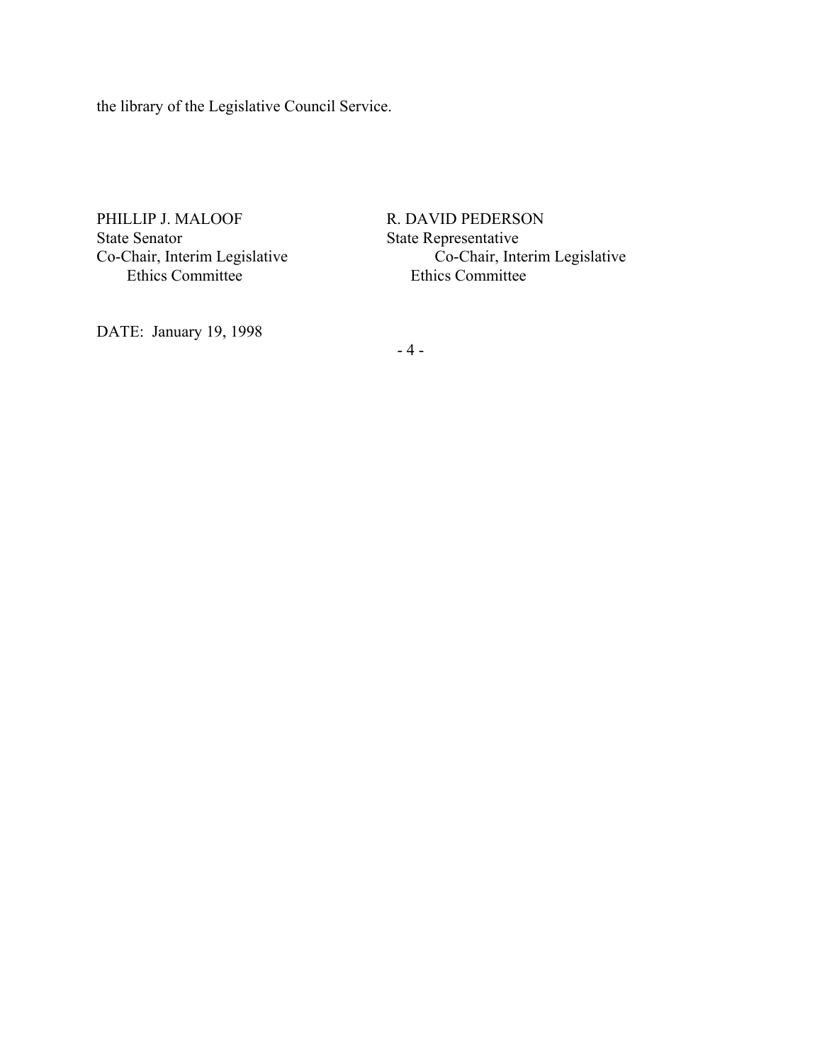the library of the Legislative Council Service.

| | |
|---|---|
| PHILLIP J. MALOOF | R. DAVID PEDERSON |
| State Senator | State Representative |
| Co-Chair, Interim Legislative Ethics Committee | Co-Chair, Interim Legislative Ethics Committee |

DATE: January 19, 1998